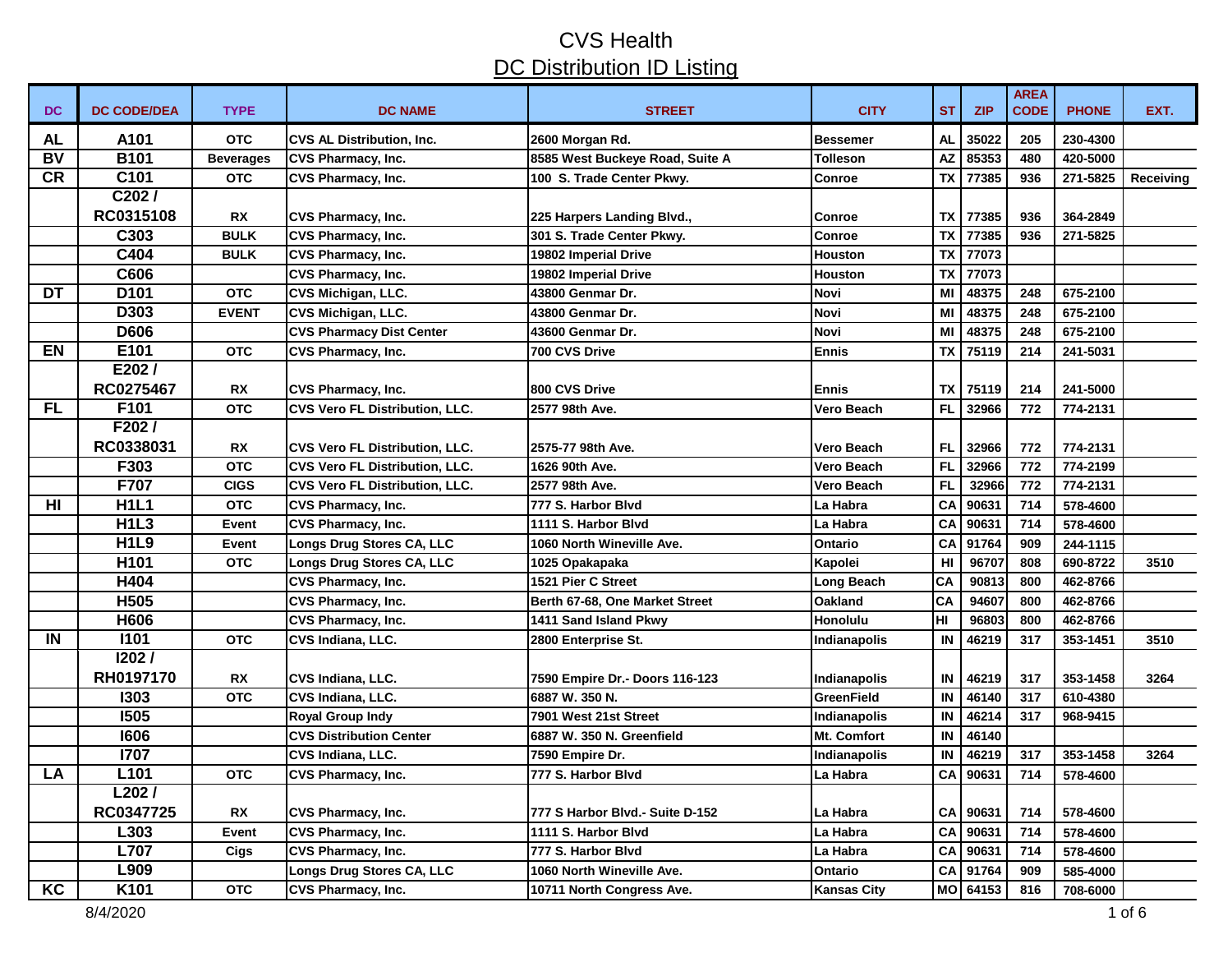# CVS Health

## DC Distribution ID Listing

| DC | DC CODE/DEA | TYPE | DC NAME | STREET | CITY | ST | ZIP | AREA CODE | PHONE | EXT. |
|---|---|---|---|---|---|---|---|---|---|---|
| AL | A101 | OTC | CVS AL Distribution, Inc. | 2600 Morgan Rd. | Bessemer | AL | 35022 | 205 | 230-4300 | |
| BV | B101 | Beverages | CVS Pharmacy, Inc. | 8585 West Buckeye Road, Suite A | Tolleson | AZ | 85353 | 480 | 420-5000 | |
| CR | C101 | OTC | CVS Pharmacy, Inc. | 100 S. Trade Center Pkwy. | Conroe | TX | 77385 | 936 | 271-5825 | Receiving |
| | C202 / RC0315108 | RX | CVS Pharmacy, Inc. | 225 Harpers Landing Blvd., | Conroe | TX | 77385 | 936 | 364-2849 | |
| | C303 | BULK | CVS Pharmacy, Inc. | 301 S. Trade Center Pkwy. | Conroe | TX | 77385 | 936 | 271-5825 | |
| | C404 | BULK | CVS Pharmacy, Inc. | 19802 Imperial Drive | Houston | TX | 77073 | | | |
| | C606 | | CVS Pharmacy, Inc. | 19802 Imperial Drive | Houston | TX | 77073 | | | |
| DT | D101 | OTC | CVS Michigan, LLC. | 43800 Genmar Dr. | Novi | MI | 48375 | 248 | 675-2100 | |
| | D303 | EVENT | CVS Michigan, LLC. | 43800 Genmar Dr. | Novi | MI | 48375 | 248 | 675-2100 | |
| | D606 | | CVS Pharmacy Dist Center | 43600 Genmar Dr. | Novi | MI | 48375 | 248 | 675-2100 | |
| EN | E101 | OTC | CVS Pharmacy, Inc. | 700 CVS Drive | Ennis | TX | 75119 | 214 | 241-5031 | |
| | E202 / RC0275467 | RX | CVS Pharmacy, Inc. | 800 CVS Drive | Ennis | TX | 75119 | 214 | 241-5000 | |
| FL | F101 | OTC | CVS Vero FL Distribution, LLC. | 2577 98th Ave. | Vero Beach | FL | 32966 | 772 | 774-2131 | |
| | F202 / RC0338031 | RX | CVS Vero FL Distribution, LLC. | 2575-77 98th Ave. | Vero Beach | FL | 32966 | 772 | 774-2131 | |
| | F303 | OTC | CVS Vero FL Distribution, LLC. | 1626 90th Ave. | Vero Beach | FL | 32966 | 772 | 774-2199 | |
| | F707 | CIGS | CVS Vero FL Distribution, LLC. | 2577 98th Ave. | Vero Beach | FL | 32966 | 772 | 774-2131 | |
| HI | H1L1 | OTC | CVS Pharmacy, Inc. | 777 S. Harbor Blvd | La Habra | CA | 90631 | 714 | 578-4600 | |
| | H1L3 | Event | CVS Pharmacy, Inc. | 1111 S. Harbor Blvd | La Habra | CA | 90631 | 714 | 578-4600 | |
| | H1L9 | Event | Longs Drug Stores CA, LLC | 1060 North Wineville Ave. | Ontario | CA | 91764 | 909 | 244-1115 | |
| | H101 | OTC | Longs Drug Stores CA, LLC | 1025 Opakapaka | Kapolei | HI | 96707 | 808 | 690-8722 | 3510 |
| | H404 | | CVS Pharmacy, Inc. | 1521 Pier C Street | Long Beach | CA | 90813 | 800 | 462-8766 | |
| | H505 | | CVS Pharmacy, Inc. | Berth 67-68, One Market Street | Oakland | CA | 94607 | 800 | 462-8766 | |
| | H606 | | CVS Pharmacy, Inc. | 1411 Sand Island Pkwy | Honolulu | HI | 96803 | 800 | 462-8766 | |
| IN | I101 | OTC | CVS Indiana, LLC. | 2800 Enterprise St. | Indianapolis | IN | 46219 | 317 | 353-1451 | 3510 |
| | I202 / RH0197170 | RX | CVS Indiana, LLC. | 7590 Empire Dr.- Doors 116-123 | Indianapolis | IN | 46219 | 317 | 353-1458 | 3264 |
| | I303 | OTC | CVS Indiana, LLC. | 6887 W. 350 N. | GreenField | IN | 46140 | 317 | 610-4380 | |
| | I505 | | Royal Group Indy | 7901 West 21st Street | Indianapolis | IN | 46214 | 317 | 968-9415 | |
| | I606 | | CVS Distribution Center | 6887 W. 350 N. Greenfield | Mt. Comfort | IN | 46140 | | | |
| | I707 | | CVS Indiana, LLC. | 7590 Empire Dr. | Indianapolis | IN | 46219 | 317 | 353-1458 | 3264 |
| LA | L101 | OTC | CVS Pharmacy, Inc. | 777 S. Harbor Blvd | La Habra | CA | 90631 | 714 | 578-4600 | |
| | L202 / RC0347725 | RX | CVS Pharmacy, Inc. | 777 S Harbor Blvd.- Suite D-152 | La Habra | CA | 90631 | 714 | 578-4600 | |
| | L303 | Event | CVS Pharmacy, Inc. | 1111 S. Harbor Blvd | La Habra | CA | 90631 | 714 | 578-4600 | |
| | L707 | Cigs | CVS Pharmacy, Inc. | 777 S. Harbor Blvd | La Habra | CA | 90631 | 714 | 578-4600 | |
| | L909 | | Longs Drug Stores CA, LLC | 1060 North Wineville Ave. | Ontario | CA | 91764 | 909 | 585-4000 | |
| KC | K101 | OTC | CVS Pharmacy, Inc. | 10711 North Congress Ave. | Kansas City | MO | 64153 | 816 | 708-6000 | |

8/4/2020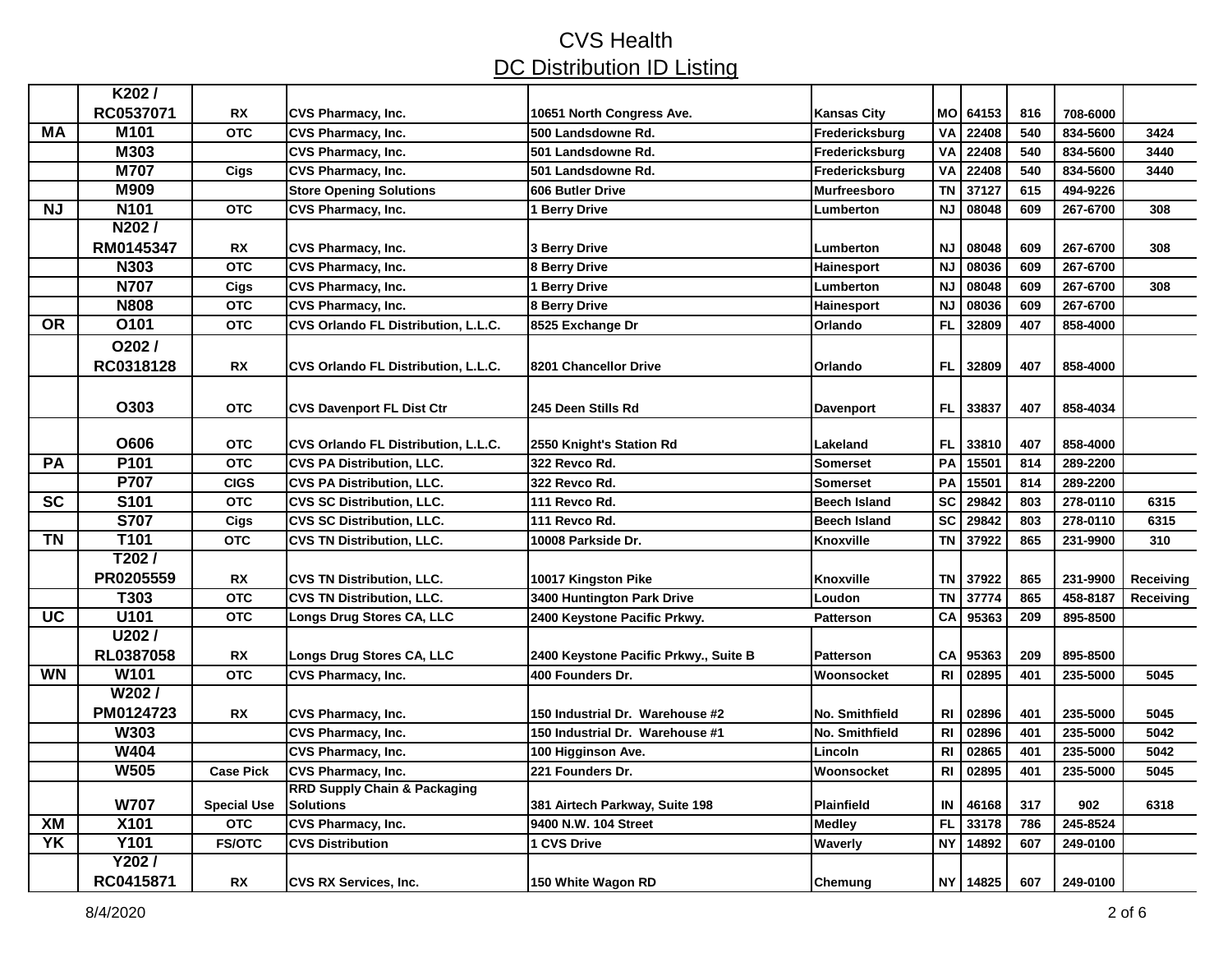# CVS Health

## DC Distribution ID Listing

| | | | | | | | | | | |
|---|---|---|---|---|---|---|---|---|---|---|
| | K202 / RC0537071 | RX | CVS Pharmacy, Inc. | 10651 North Congress Ave. | Kansas City | MO | 64153 | 816 | 708-6000 | |
| MA | M101 | OTC | CVS Pharmacy, Inc. | 500 Landsdowne Rd. | Fredericksburg | VA | 22408 | 540 | 834-5600 | 3424 |
| | M303 | | CVS Pharmacy, Inc. | 501 Landsdowne Rd. | Fredericksburg | VA | 22408 | 540 | 834-5600 | 3440 |
| | M707 | Cigs | CVS Pharmacy, Inc. | 501 Landsdowne Rd. | Fredericksburg | VA | 22408 | 540 | 834-5600 | 3440 |
| | M909 | | Store Opening Solutions | 606 Butler Drive | Murfreesboro | TN | 37127 | 615 | 494-9226 | |
| NJ | N101 | OTC | CVS Pharmacy, Inc. | 1 Berry Drive | Lumberton | NJ | 08048 | 609 | 267-6700 | 308 |
| | N202 / RM0145347 | RX | CVS Pharmacy, Inc. | 3 Berry Drive | Lumberton | NJ | 08048 | 609 | 267-6700 | 308 |
| | N303 | OTC | CVS Pharmacy, Inc. | 8 Berry Drive | Hainesport | NJ | 08036 | 609 | 267-6700 | |
| | N707 | Cigs | CVS Pharmacy, Inc. | 1 Berry Drive | Lumberton | NJ | 08048 | 609 | 267-6700 | 308 |
| | N808 | OTC | CVS Pharmacy, Inc. | 8 Berry Drive | Hainesport | NJ | 08036 | 609 | 267-6700 | |
| OR | O101 | OTC | CVS Orlando FL Distribution, L.L.C. | 8525 Exchange Dr | Orlando | FL | 32809 | 407 | 858-4000 | |
| | O202 / RC0318128 | RX | CVS Orlando FL Distribution, L.L.C. | 8201 Chancellor Drive | Orlando | FL | 32809 | 407 | 858-4000 | |
| | O303 | OTC | CVS Davenport FL Dist Ctr | 245 Deen Stills Rd | Davenport | FL | 33837 | 407 | 858-4034 | |
| | O606 | OTC | CVS Orlando FL Distribution, L.L.C. | 2550 Knight's Station Rd | Lakeland | FL | 33810 | 407 | 858-4000 | |
| PA | P101 | OTC | CVS PA Distribution, LLC. | 322 Revco Rd. | Somerset | PA | 15501 | 814 | 289-2200 | |
| | P707 | CIGS | CVS PA Distribution, LLC. | 322 Revco Rd. | Somerset | PA | 15501 | 814 | 289-2200 | |
| SC | S101 | OTC | CVS SC Distribution, LLC. | 111 Revco Rd. | Beech Island | SC | 29842 | 803 | 278-0110 | 6315 |
| | S707 | Cigs | CVS SC Distribution, LLC. | 111 Revco Rd. | Beech Island | SC | 29842 | 803 | 278-0110 | 6315 |
| TN | T101 | OTC | CVS TN Distribution, LLC. | 10008 Parkside Dr. | Knoxville | TN | 37922 | 865 | 231-9900 | 310 |
| | T202 / PR0205559 | RX | CVS TN Distribution, LLC. | 10017 Kingston Pike | Knoxville | TN | 37922 | 865 | 231-9900 | Receiving |
| | T303 | OTC | CVS TN Distribution, LLC. | 3400 Huntington Park Drive | Loudon | TN | 37774 | 865 | 458-8187 | Receiving |
| UC | U101 | OTC | Longs Drug Stores CA, LLC | 2400 Keystone Pacific Prkwy. | Patterson | CA | 95363 | 209 | 895-8500 | |
| | U202 / RL0387058 | RX | Longs Drug Stores CA, LLC | 2400 Keystone Pacific Prkwy., Suite B | Patterson | CA | 95363 | 209 | 895-8500 | |
| WN | W101 | OTC | CVS Pharmacy, Inc. | 400 Founders Dr. | Woonsocket | RI | 02895 | 401 | 235-5000 | 5045 |
| | W202 / PM0124723 | RX | CVS Pharmacy, Inc. | 150 Industrial Dr. Warehouse #2 | No. Smithfield | RI | 02896 | 401 | 235-5000 | 5045 |
| | W303 | | CVS Pharmacy, Inc. | 150 Industrial Dr. Warehouse #1 | No. Smithfield | RI | 02896 | 401 | 235-5000 | 5042 |
| | W404 | | CVS Pharmacy, Inc. | 100 Higginson Ave. | Lincoln | RI | 02865 | 401 | 235-5000 | 5042 |
| | W505 | Case Pick | CVS Pharmacy, Inc. | 221 Founders Dr. | Woonsocket | RI | 02895 | 401 | 235-5000 | 5045 |
| | W707 | Special Use | RRD Supply Chain & Packaging Solutions | 381 Airtech Parkway, Suite 198 | Plainfield | IN | 46168 | 317 | 902 | 6318 |
| XM | X101 | OTC | CVS Pharmacy, Inc. | 9400 N.W. 104 Street | Medley | FL | 33178 | 786 | 245-8524 | |
| YK | Y101 | FS/OTC | CVS Distribution | 1 CVS Drive | Waverly | NY | 14892 | 607 | 249-0100 | |
| | Y202 / RC0415871 | RX | CVS RX Services, Inc. | 150 White Wagon RD | Chemung | NY | 14825 | 607 | 249-0100 | |

8/4/2020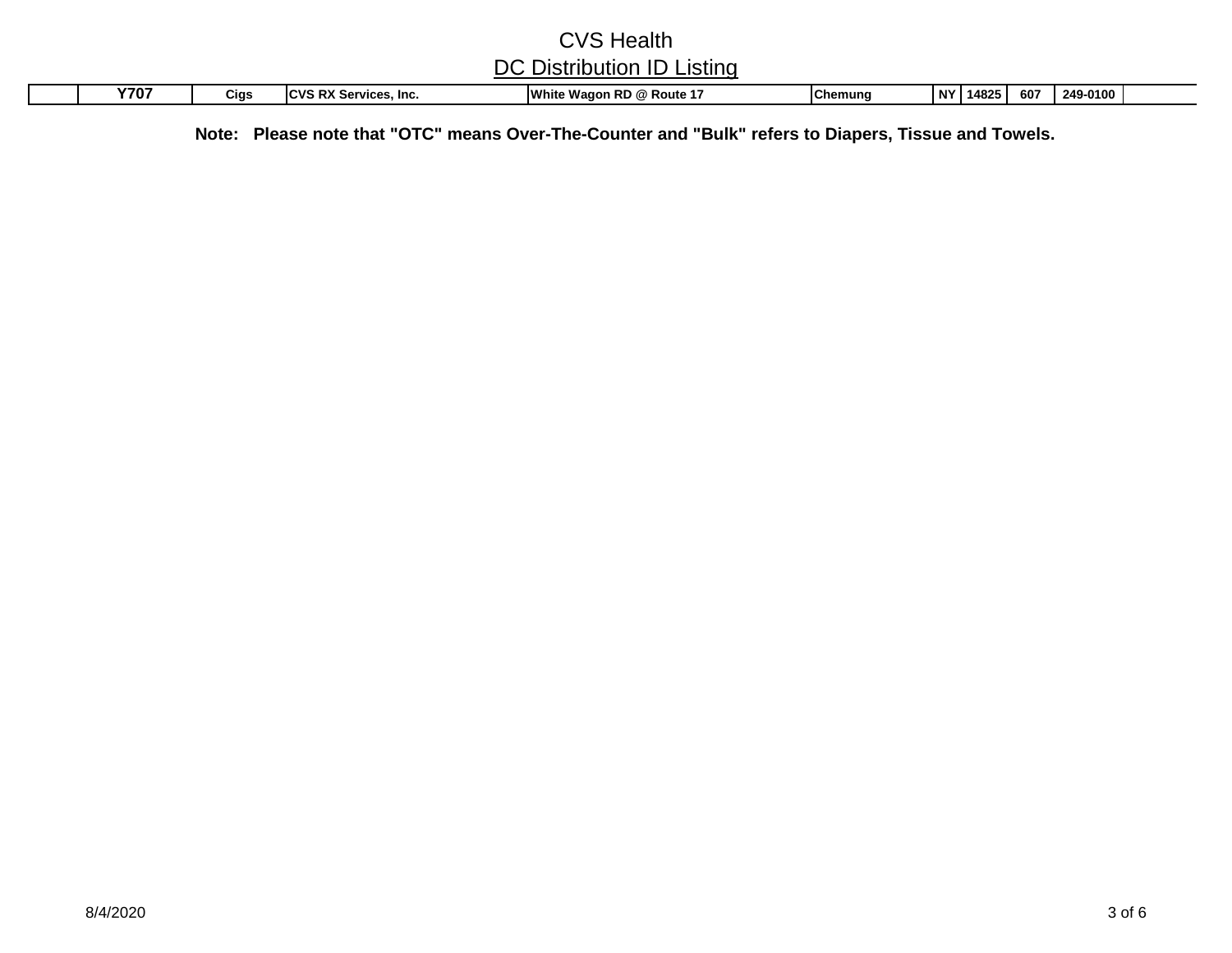# CVS Health

## DC Distribution ID Listing

| | | | | | | | | | | |
|---|---|---|---|---|---|---|---|---|---|---|
| | **Y707** | **Cigs** | **CVS RX Services, Inc.** | **White Wagon RD @ Route 17** | **Chemung** | **NY** | **14825** | **607** | **249-0100** | |

**Note: Please note that "OTC" means Over-The-Counter and "Bulk" refers to Diapers, Tissue and Towels.**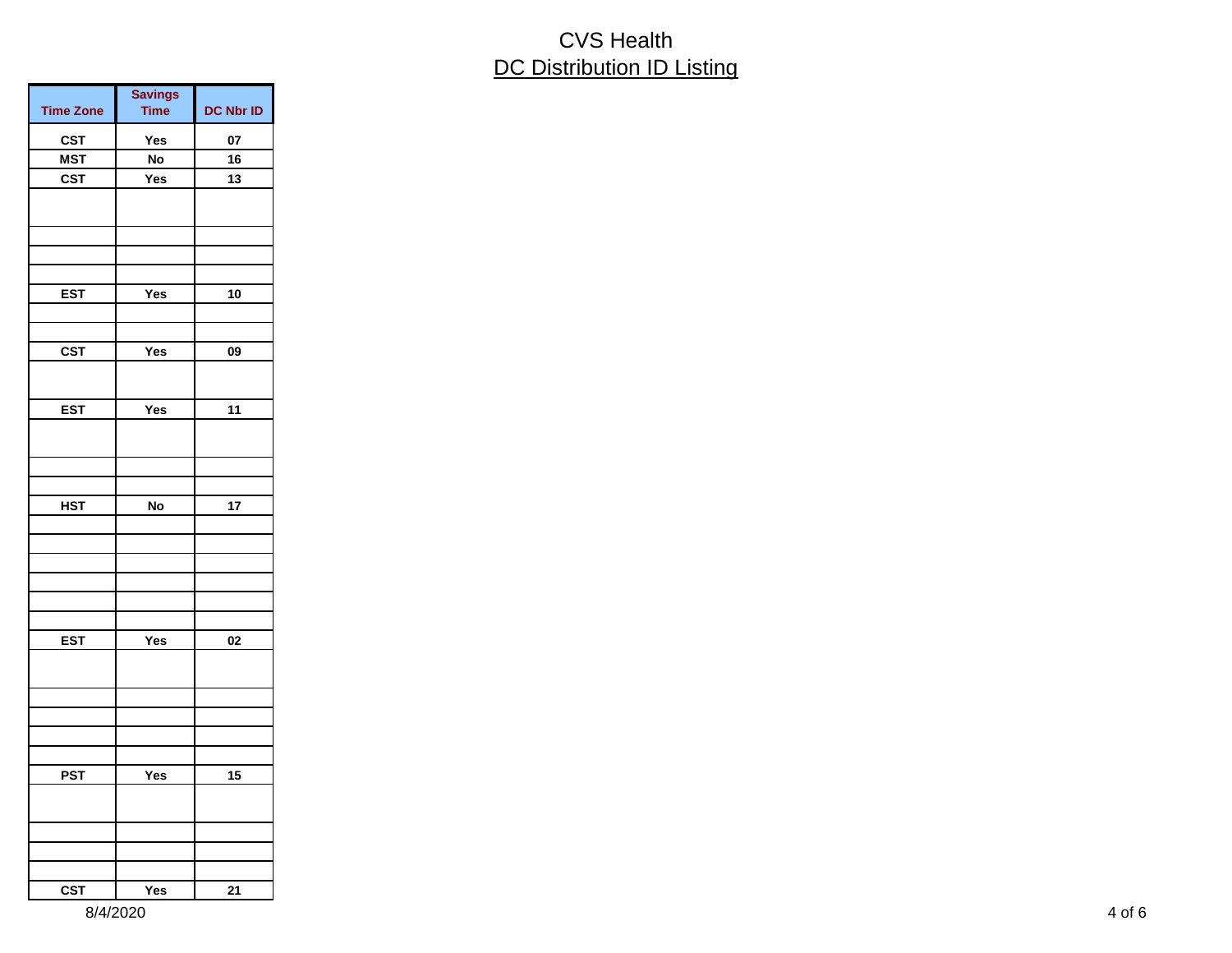# CVS Health

## DC Distribution ID Listing

| Time Zone | Savings Time | DC Nbr ID |
|---|---|---|
| CST | Yes | 07 |
| MST | No | 16 |
| CST | Yes | 13 |
| | | |
| | | |
| | | |
| | | |
| EST | Yes | 10 |
| | | |
| | | |
| CST | Yes | 09 |
| | | |
| EST | Yes | 11 |
| | | |
| | | |
| | | |
| HST | No | 17 |
| | | |
| | | |
| | | |
| | | |
| | | |
| | | |
| EST | Yes | 02 |
| | | |
| | | |
| | | |
| | | |
| | | |
| PST | Yes | 15 |
| | | |
| | | |
| | | |
| | | |
| CST | Yes | 21 |

8/4/2020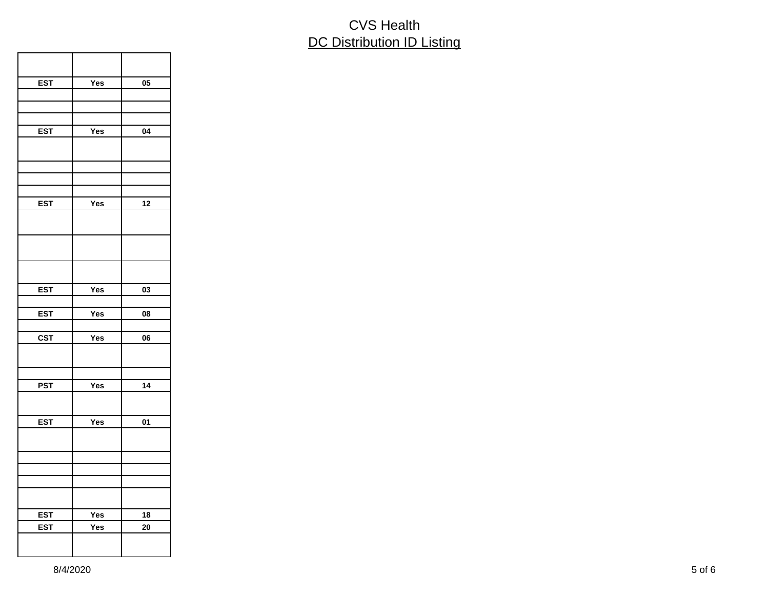# CVS Health

## DC Distribution ID Listing

| | | |
|---|---|---|
| | | |
| EST | Yes | 05 |
| | | |
| | | |
| | | |
| EST | Yes | 04 |
| | | |
| | | |
| | | |
| | | |
| EST | Yes | 12 |
| | | |
| | | |
| | | |
| EST | Yes | 03 |
| | | |
| EST | Yes | 08 |
| | | |
| CST | Yes | 06 |
| | | |
| | | |
| PST | Yes | 14 |
| | | |
| EST | Yes | 01 |
| | | |
| | | |
| | | |
| | | |
| | | |
| EST | Yes | 18 |
| EST | Yes | 20 |
| | | |

8/4/2020